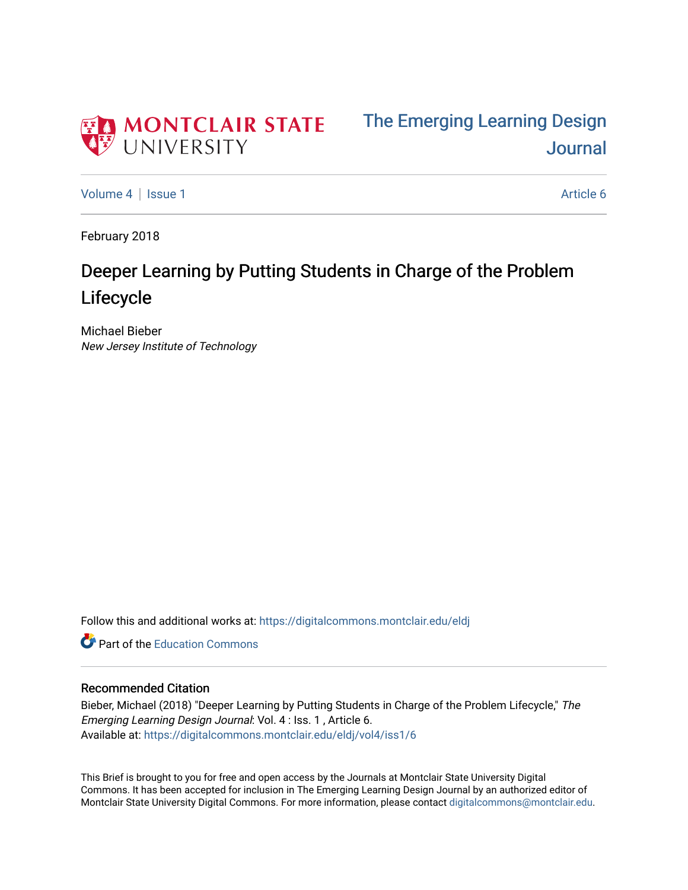MONTCLAIR STATE UNIVERSITY

The Emerging Learning Design Journal

Volume 4 | Issue 1 Article 6

February 2018

# Deeper Learning by Putting Students in Charge of the Problem Lifecycle

Michael Bieber
*New Jersey Institute of Technology*

Follow this and additional works at: https://digitalcommons.montclair.edu/eldj

Part of the Education Commons

## Recommended Citation

Bieber, Michael (2018) "Deeper Learning by Putting Students in Charge of the Problem Lifecycle," *The Emerging Learning Design Journal*: Vol. 4 : Iss. 1 , Article 6.
Available at: https://digitalcommons.montclair.edu/eldj/vol4/iss1/6

This Brief is brought to you for free and open access by the Journals at Montclair State University Digital Commons. It has been accepted for inclusion in The Emerging Learning Design Journal by an authorized editor of Montclair State University Digital Commons. For more information, please contact digitalcommons@montclair.edu.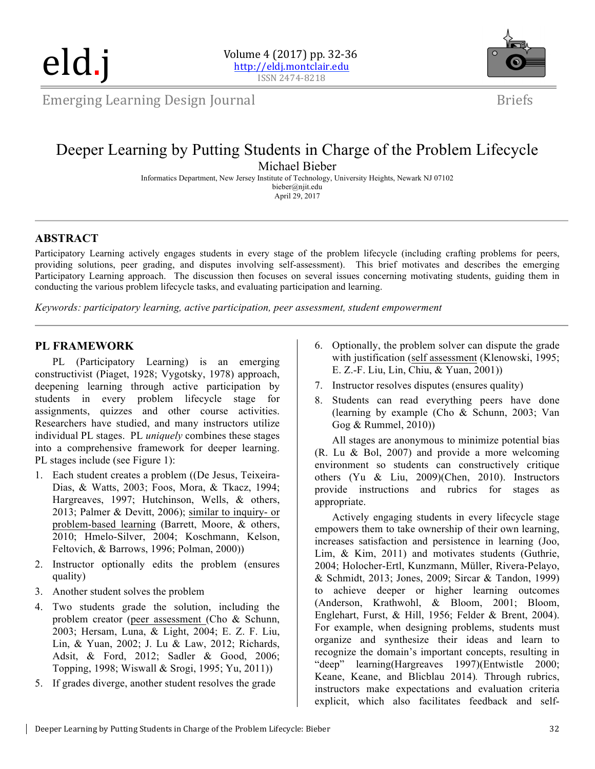# Deeper Learning by Putting Students in Charge of the Problem Lifecycle

Michael Bieber

Informatics Department, New Jersey Institute of Technology, University Heights, Newark NJ 07102
bieber@njit.edu
April 29, 2017

## ABSTRACT

Participatory Learning actively engages students in every stage of the problem lifecycle (including crafting problems for peers, providing solutions, peer grading, and disputes involving self-assessment). This brief motivates and describes the emerging Participatory Learning approach. The discussion then focuses on several issues concerning motivating students, guiding them in conducting the various problem lifecycle tasks, and evaluating participation and learning.

*Keywords: participatory learning, active participation, peer assessment, student empowerment*

## PL FRAMEWORK

PL (Participatory Learning) is an emerging constructivist (Piaget, 1928; Vygotsky, 1978) approach, deepening learning through active participation by students in every problem lifecycle stage for assignments, quizzes and other course activities. Researchers have studied, and many instructors utilize individual PL stages. PL *uniquely* combines these stages into a comprehensive framework for deeper learning. PL stages include (see Figure 1):

1. Each student creates a problem ((De Jesus, Teixeira-Dias, & Watts, 2003; Foos, Mora, & Tkacz, 1994; Hargreaves, 1997; Hutchinson, Wells, & others, 2013; Palmer & Devitt, 2006); similar to inquiry- or problem-based learning (Barrett, Moore, & others, 2010; Hmelo-Silver, 2004; Koschmann, Kelson, Feltovich, & Barrows, 1996; Polman, 2000))
2. Instructor optionally edits the problem (ensures quality)
3. Another student solves the problem
4. Two students grade the solution, including the problem creator (peer assessment (Cho & Schunn, 2003; Hersam, Luna, & Light, 2004; E. Z. F. Liu, Lin, & Yuan, 2002; J. Lu & Law, 2012; Richards, Adsit, & Ford, 2012; Sadler & Good, 2006; Topping, 1998; Wiswall & Srogi, 1995; Yu, 2011))
5. If grades diverge, another student resolves the grade
6. Optionally, the problem solver can dispute the grade with justification (self assessment (Klenowski, 1995; E. Z.-F. Liu, Lin, Chiu, & Yuan, 2001))
7. Instructor resolves disputes (ensures quality)
8. Students can read everything peers have done (learning by example (Cho & Schunn, 2003; Van Gog & Rummel, 2010))

All stages are anonymous to minimize potential bias (R. Lu & Bol, 2007) and provide a more welcoming environment so students can constructively critique others (Yu & Liu, 2009)(Chen, 2010). Instructors provide instructions and rubrics for stages as appropriate.

Actively engaging students in every lifecycle stage empowers them to take ownership of their own learning, increases satisfaction and persistence in learning (Joo, Lim, & Kim, 2011) and motivates students (Guthrie, 2004; Holocher-Ertl, Kunzmann, Müller, Rivera-Pelayo, & Schmidt, 2013; Jones, 2009; Sircar & Tandon, 1999) to achieve deeper or higher learning outcomes (Anderson, Krathwohl, & Bloom, 2001; Bloom, Englehart, Furst, & Hill, 1956; Felder & Brent, 2004). For example, when designing problems, students must organize and synthesize their ideas and learn to recognize the domain's important concepts, resulting in "deep" learning(Hargreaves 1997)(Entwistle 2000; Keane, Keane, and Blicblau 2014). Through rubrics, instructors make expectations and evaluation criteria explicit, which also facilitates feedback and self-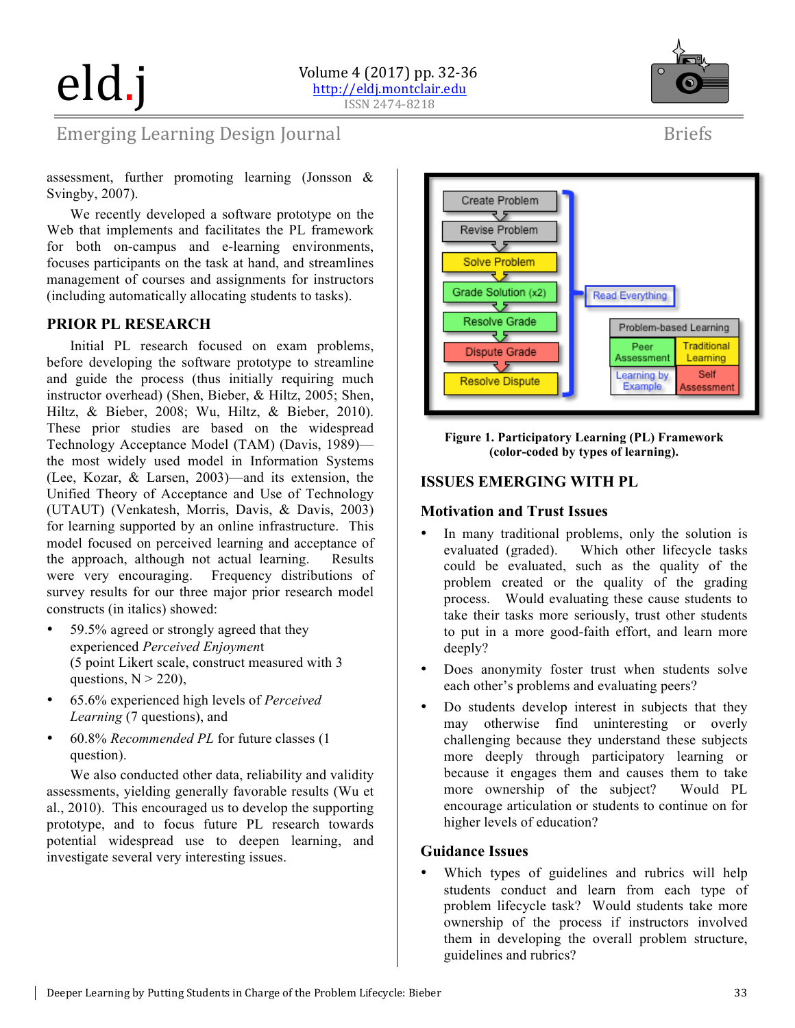assessment, further promoting learning (Jonsson & Svingby, 2007).

We recently developed a software prototype on the Web that implements and facilitates the PL framework for both on-campus and e-learning environments, focuses participants on the task at hand, and streamlines management of courses and assignments for instructors (including automatically allocating students to tasks).

## PRIOR PL RESEARCH

Initial PL research focused on exam problems, before developing the software prototype to streamline and guide the process (thus initially requiring much instructor overhead) (Shen, Bieber, & Hiltz, 2005; Shen, Hiltz, & Bieber, 2008; Wu, Hiltz, & Bieber, 2010). These prior studies are based on the widespread Technology Acceptance Model (TAM) (Davis, 1989)—the most widely used model in Information Systems (Lee, Kozar, & Larsen, 2003)—and its extension, the Unified Theory of Acceptance and Use of Technology (UTAUT) (Venkatesh, Morris, Davis, & Davis, 2003) for learning supported by an online infrastructure. This model focused on perceived learning and acceptance of the approach, although not actual learning. Results were very encouraging. Frequency distributions of survey results for our three major prior research model constructs (in italics) showed:

- 59.5% agreed or strongly agreed that they experienced *Perceived Enjoyment* (5 point Likert scale, construct measured with 3 questions, N > 220),
- 65.6% experienced high levels of *Perceived Learning* (7 questions), and
- 60.8% *Recommended PL* for future classes (1 question).

We also conducted other data, reliability and validity assessments, yielding generally favorable results (Wu et al., 2010). This encouraged us to develop the supporting prototype, and to focus future PL research towards potential widespread use to deepen learning, and investigate several very interesting issues.

Create Problem → Revise Problem → Solve Problem → Grade Solution (x2) → Resolve Grade → Dispute Grade → Resolve Dispute; Read Everything

| Problem-based Learning | |
|---|---|
| Peer Assessment | Traditional Learning |
| Learning by Example | Self Assessment |

**Figure 1. Participatory Learning (PL) Framework (color-coded by types of learning).**

## ISSUES EMERGING WITH PL

### Motivation and Trust Issues

- In many traditional problems, only the solution is evaluated (graded). Which other lifecycle tasks could be evaluated, such as the quality of the problem created or the quality of the grading process. Would evaluating these cause students to take their tasks more seriously, trust other students to put in a more good-faith effort, and learn more deeply?
- Does anonymity foster trust when students solve each other's problems and evaluating peers?
- Do students develop interest in subjects that they may otherwise find uninteresting or overly challenging because they understand these subjects more deeply through participatory learning or because it engages them and causes them to take more ownership of the subject? Would PL encourage articulation or students to continue on for higher levels of education?

### Guidance Issues

- Which types of guidelines and rubrics will help students conduct and learn from each type of problem lifecycle task? Would students take more ownership of the process if instructors involved them in developing the overall problem structure, guidelines and rubrics?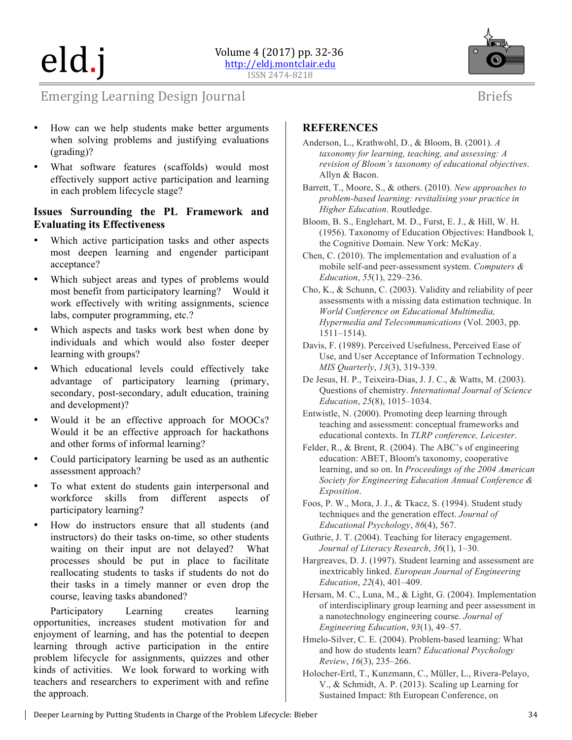- How can we help students make better arguments when solving problems and justifying evaluations (grading)?
- What software features (scaffolds) would most effectively support active participation and learning in each problem lifecycle stage?

### Issues Surrounding the PL Framework and Evaluating its Effectiveness

- Which active participation tasks and other aspects most deepen learning and engender participant acceptance?
- Which subject areas and types of problems would most benefit from participatory learning? Would it work effectively with writing assignments, science labs, computer programming, etc.?
- Which aspects and tasks work best when done by individuals and which would also foster deeper learning with groups?
- Which educational levels could effectively take advantage of participatory learning (primary, secondary, post-secondary, adult education, training and development)?
- Would it be an effective approach for MOOCs? Would it be an effective approach for hackathons and other forms of informal learning?
- Could participatory learning be used as an authentic assessment approach?
- To what extent do students gain interpersonal and workforce skills from different aspects of participatory learning?
- How do instructors ensure that all students (and instructors) do their tasks on-time, so other students waiting on their input are not delayed? What processes should be put in place to facilitate reallocating students to tasks if students do not do their tasks in a timely manner or even drop the course, leaving tasks abandoned?

Participatory Learning creates learning opportunities, increases student motivation for and enjoyment of learning, and has the potential to deepen learning through active participation in the entire problem lifecycle for assignments, quizzes and other kinds of activities. We look forward to working with teachers and researchers to experiment with and refine the approach.

## REFERENCES

Anderson, L., Krathwohl, D., & Bloom, B. (2001). *A taxonomy for learning, teaching, and assessing: A revision of Bloom's taxonomy of educational objectives*. Allyn & Bacon.

Barrett, T., Moore, S., & others. (2010). *New approaches to problem-based learning: revitalising your practice in Higher Education*. Routledge.

Bloom, B. S., Englehart, M. D., Furst, E. J., & Hill, W. H. (1956). Taxonomy of Education Objectives: Handbook I, the Cognitive Domain. New York: McKay.

Chen, C. (2010). The implementation and evaluation of a mobile self-and peer-assessment system. *Computers & Education*, *55*(1), 229–236.

Cho, K., & Schunn, C. (2003). Validity and reliability of peer assessments with a missing data estimation technique. In *World Conference on Educational Multimedia, Hypermedia and Telecommunications* (Vol. 2003, pp. 1511–1514).

Davis, F. (1989). Perceived Usefulness, Perceived Ease of Use, and User Acceptance of Information Technology. *MIS Quarterly*, *13*(3), 319-339.

De Jesus, H. P., Teixeira-Dias, J. J. C., & Watts, M. (2003). Questions of chemistry. *International Journal of Science Education*, *25*(8), 1015–1034.

Entwistle, N. (2000). Promoting deep learning through teaching and assessment: conceptual frameworks and educational contexts. In *TLRP conference, Leicester*.

Felder, R., & Brent, R. (2004). The ABC's of engineering education: ABET, Bloom's taxonomy, cooperative learning, and so on. In *Proceedings of the 2004 American Society for Engineering Education Annual Conference & Exposition*.

Foos, P. W., Mora, J. J., & Tkacz, S. (1994). Student study techniques and the generation effect. *Journal of Educational Psychology*, *86*(4), 567.

Guthrie, J. T. (2004). Teaching for literacy engagement. *Journal of Literacy Research*, *36*(1), 1–30.

Hargreaves, D. J. (1997). Student learning and assessment are inextricably linked. *European Journal of Engineering Education*, *22*(4), 401–409.

Hersam, M. C., Luna, M., & Light, G. (2004). Implementation of interdisciplinary group learning and peer assessment in a nanotechnology engineering course. *Journal of Engineering Education*, *93*(1), 49–57.

Hmelo-Silver, C. E. (2004). Problem-based learning: What and how do students learn? *Educational Psychology Review*, *16*(3), 235–266.

Holocher-Ertl, T., Kunzmann, C., Müller, L., Rivera-Pelayo, V., & Schmidt, A. P. (2013). Scaling up Learning for Sustained Impact: 8th European Conference, on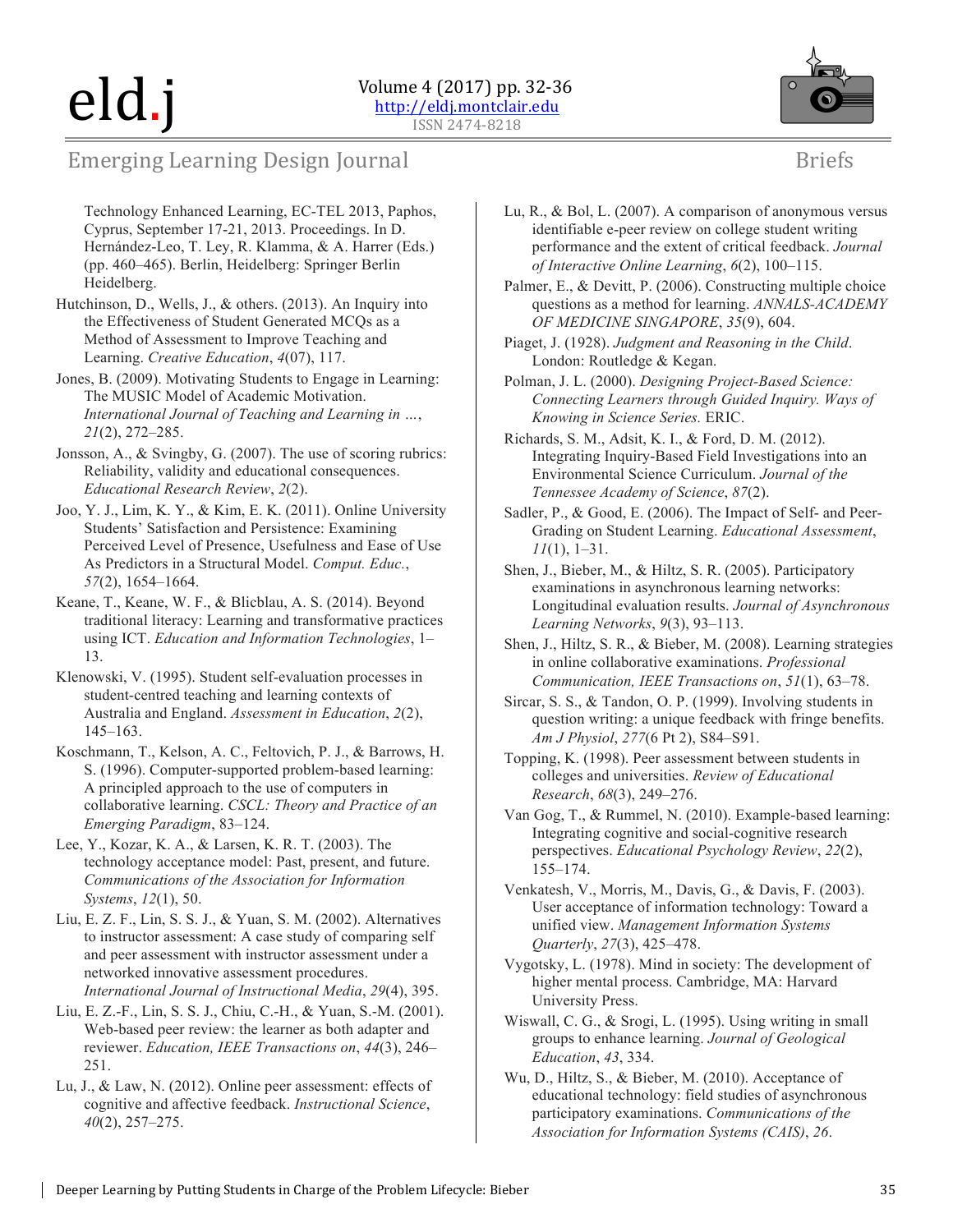Technology Enhanced Learning, EC-TEL 2013, Paphos, Cyprus, September 17-21, 2013. Proceedings. In D. Hernández-Leo, T. Ley, R. Klamma, & A. Harrer (Eds.) (pp. 460–465). Berlin, Heidelberg: Springer Berlin Heidelberg.

Hutchinson, D., Wells, J., & others. (2013). An Inquiry into the Effectiveness of Student Generated MCQs as a Method of Assessment to Improve Teaching and Learning. *Creative Education*, *4*(07), 117.

Jones, B. (2009). Motivating Students to Engage in Learning: The MUSIC Model of Academic Motivation. *International Journal of Teaching and Learning in …*, *21*(2), 272–285.

Jonsson, A., & Svingby, G. (2007). The use of scoring rubrics: Reliability, validity and educational consequences. *Educational Research Review*, *2*(2).

Joo, Y. J., Lim, K. Y., & Kim, E. K. (2011). Online University Students' Satisfaction and Persistence: Examining Perceived Level of Presence, Usefulness and Ease of Use As Predictors in a Structural Model. *Comput. Educ.*, *57*(2), 1654–1664.

Keane, T., Keane, W. F., & Blicblau, A. S. (2014). Beyond traditional literacy: Learning and transformative practices using ICT. *Education and Information Technologies*, 1–13.

Klenowski, V. (1995). Student self-evaluation processes in student-centred teaching and learning contexts of Australia and England. *Assessment in Education*, *2*(2), 145–163.

Koschmann, T., Kelson, A. C., Feltovich, P. J., & Barrows, H. S. (1996). Computer-supported problem-based learning: A principled approach to the use of computers in collaborative learning. *CSCL: Theory and Practice of an Emerging Paradigm*, 83–124.

Lee, Y., Kozar, K. A., & Larsen, K. R. T. (2003). The technology acceptance model: Past, present, and future. *Communications of the Association for Information Systems*, *12*(1), 50.

Liu, E. Z. F., Lin, S. S. J., & Yuan, S. M. (2002). Alternatives to instructor assessment: A case study of comparing self and peer assessment with instructor assessment under a networked innovative assessment procedures. *International Journal of Instructional Media*, *29*(4), 395.

Liu, E. Z.-F., Lin, S. S. J., Chiu, C.-H., & Yuan, S.-M. (2001). Web-based peer review: the learner as both adapter and reviewer. *Education, IEEE Transactions on*, *44*(3), 246–251.

Lu, J., & Law, N. (2012). Online peer assessment: effects of cognitive and affective feedback. *Instructional Science*, *40*(2), 257–275.

Lu, R., & Bol, L. (2007). A comparison of anonymous versus identifiable e-peer review on college student writing performance and the extent of critical feedback. *Journal of Interactive Online Learning*, *6*(2), 100–115.

Palmer, E., & Devitt, P. (2006). Constructing multiple choice questions as a method for learning. *ANNALS-ACADEMY OF MEDICINE SINGAPORE*, *35*(9), 604.

Piaget, J. (1928). *Judgment and Reasoning in the Child*. London: Routledge & Kegan.

Polman, J. L. (2000). *Designing Project-Based Science: Connecting Learners through Guided Inquiry. Ways of Knowing in Science Series.* ERIC.

Richards, S. M., Adsit, K. I., & Ford, D. M. (2012). Integrating Inquiry-Based Field Investigations into an Environmental Science Curriculum. *Journal of the Tennessee Academy of Science*, *87*(2).

Sadler, P., & Good, E. (2006). The Impact of Self- and Peer-Grading on Student Learning. *Educational Assessment*, *11*(1), 1–31.

Shen, J., Bieber, M., & Hiltz, S. R. (2005). Participatory examinations in asynchronous learning networks: Longitudinal evaluation results. *Journal of Asynchronous Learning Networks*, *9*(3), 93–113.

Shen, J., Hiltz, S. R., & Bieber, M. (2008). Learning strategies in online collaborative examinations. *Professional Communication, IEEE Transactions on*, *51*(1), 63–78.

Sircar, S. S., & Tandon, O. P. (1999). Involving students in question writing: a unique feedback with fringe benefits. *Am J Physiol*, *277*(6 Pt 2), S84–S91.

Topping, K. (1998). Peer assessment between students in colleges and universities. *Review of Educational Research*, *68*(3), 249–276.

Van Gog, T., & Rummel, N. (2010). Example-based learning: Integrating cognitive and social-cognitive research perspectives. *Educational Psychology Review*, *22*(2), 155–174.

Venkatesh, V., Morris, M., Davis, G., & Davis, F. (2003). User acceptance of information technology: Toward a unified view. *Management Information Systems Quarterly*, *27*(3), 425–478.

Vygotsky, L. (1978). Mind in society: The development of higher mental process. Cambridge, MA: Harvard University Press.

Wiswall, C. G., & Srogi, L. (1995). Using writing in small groups to enhance learning. *Journal of Geological Education*, *43*, 334.

Wu, D., Hiltz, S., & Bieber, M. (2010). Acceptance of educational technology: field studies of asynchronous participatory examinations. *Communications of the Association for Information Systems (CAIS)*, *26*.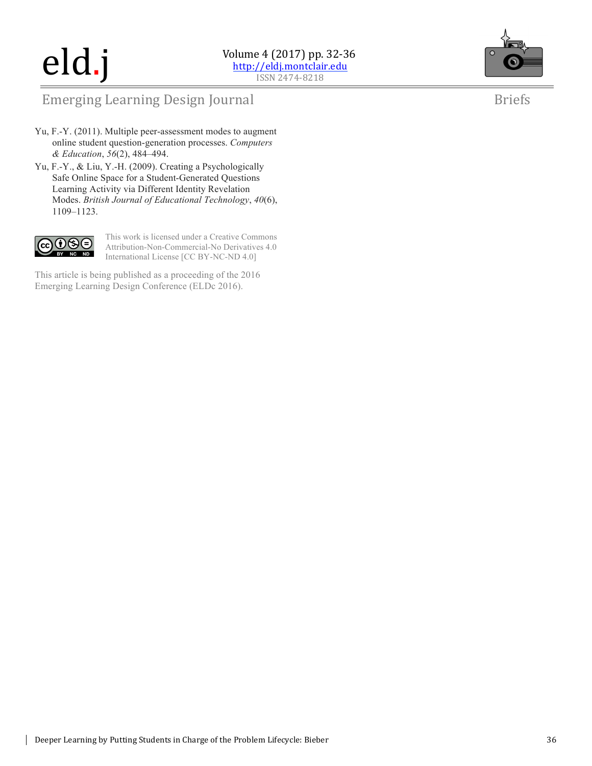Yu, F.-Y. (2011). Multiple peer-assessment modes to augment online student question-generation processes. *Computers & Education*, *56*(2), 484–494.

Yu, F.-Y., & Liu, Y.-H. (2009). Creating a Psychologically Safe Online Space for a Student-Generated Questions Learning Activity via Different Identity Revelation Modes. *British Journal of Educational Technology*, *40*(6), 1109–1123.

This work is licensed under a Creative Commons Attribution-Non-Commercial-No Derivatives 4.0 International License [CC BY-NC-ND 4.0]

This article is being published as a proceeding of the 2016 Emerging Learning Design Conference (ELDc 2016).